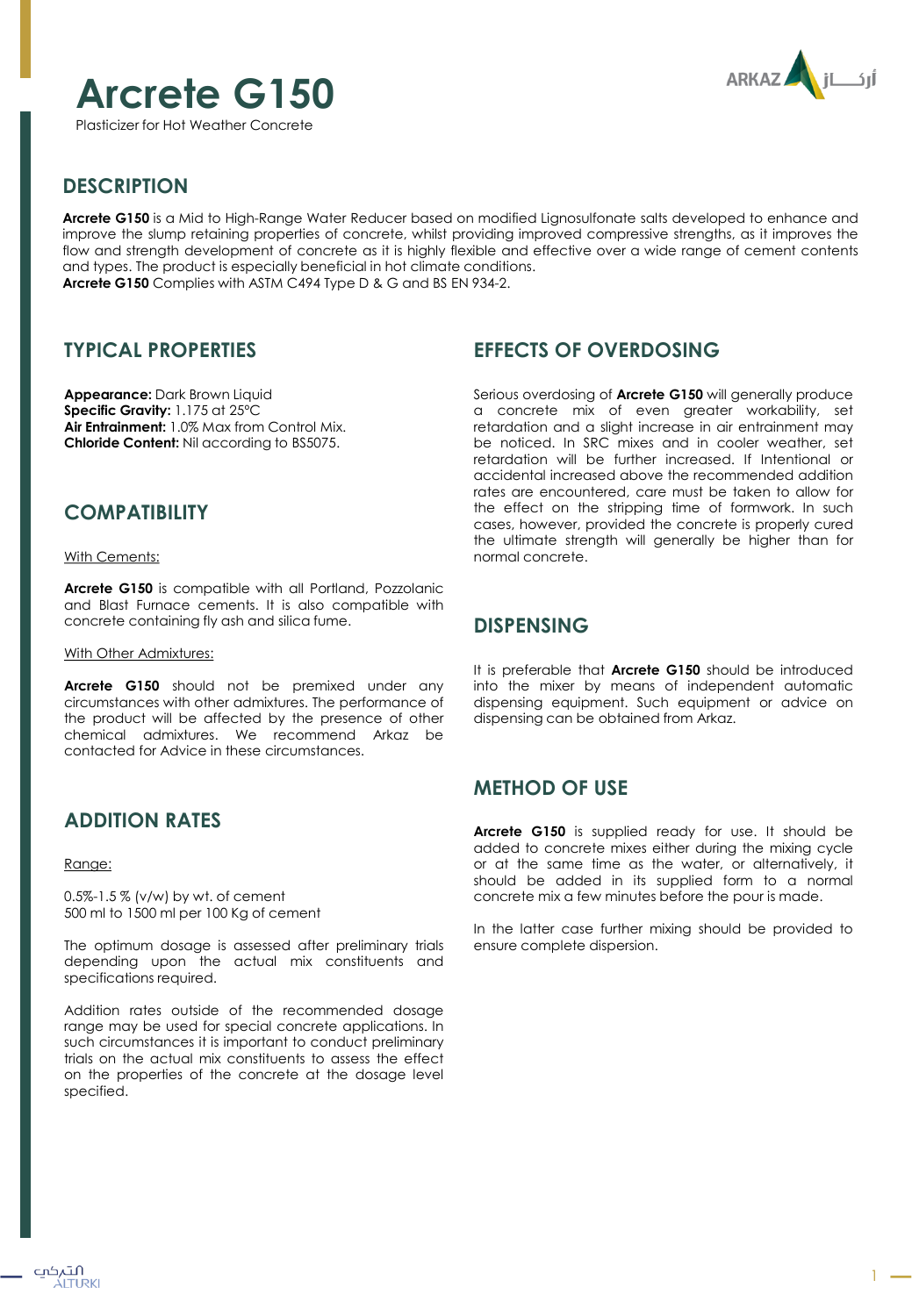# Arcrete G150

Plasticizer for Hot Weather Concrete

## DESCRIPTION

**Arcrete G150** is a Mid to High-Range Water Reducer based on modified Lignosulfonate salts developed to enhance and improve the slump retaining properties of concrete, whilst providing improved compressive strengths, as it improves the flow and strength development of concrete as it is highly flexible and effective over a wide range of cement contents and types. The product is especially beneficial in hot climate conditions.
**Arcrete G150** Complies with ASTM C494 Type D & G and BS EN 934-2.

## TYPICAL PROPERTIES

**Appearance:** Dark Brown Liquid
**Specific Gravity:** 1.175 at 25°C
**Air Entrainment:** 1.0% Max from Control Mix.
**Chloride Content:** Nil according to BS5075.

## COMPATIBILITY

With Cements:

**Arcrete G150** is compatible with all Portland, Pozzolanic and Blast Furnace cements. It is also compatible with concrete containing fly ash and silica fume.

With Other Admixtures:

**Arcrete G150** should not be premixed under any circumstances with other admixtures. The performance of the product will be affected by the presence of other chemical admixtures. We recommend Arkaz be contacted for Advice in these circumstances.

## ADDITION RATES

Range:

0.5%-1.5 % (v/w) by wt. of cement
500 ml to 1500 ml per 100 Kg of cement

The optimum dosage is assessed after preliminary trials depending upon the actual mix constituents and specifications required.

Addition rates outside of the recommended dosage range may be used for special concrete applications. In such circumstances it is important to conduct preliminary trials on the actual mix constituents to assess the effect on the properties of the concrete at the dosage level specified.

## EFFECTS OF OVERDOSING

Serious overdosing of **Arcrete G150** will generally produce a concrete mix of even greater workability, set retardation and a slight increase in air entrainment may be noticed. In SRC mixes and in cooler weather, set retardation will be further increased. If Intentional or accidental increased above the recommended addition rates are encountered, care must be taken to allow for the effect on the stripping time of formwork. In such cases, however, provided the concrete is properly cured the ultimate strength will generally be higher than for normal concrete.

## DISPENSING

It is preferable that **Arcrete G150** should be introduced into the mixer by means of independent automatic dispensing equipment. Such equipment or advice on dispensing can be obtained from Arkaz.

## METHOD OF USE

**Arcrete G150** is supplied ready for use. It should be added to concrete mixes either during the mixing cycle or at the same time as the water, or alternatively, it should be added in its supplied form to a normal concrete mix a few minutes before the pour is made.

In the latter case further mixing should be provided to ensure complete dispersion.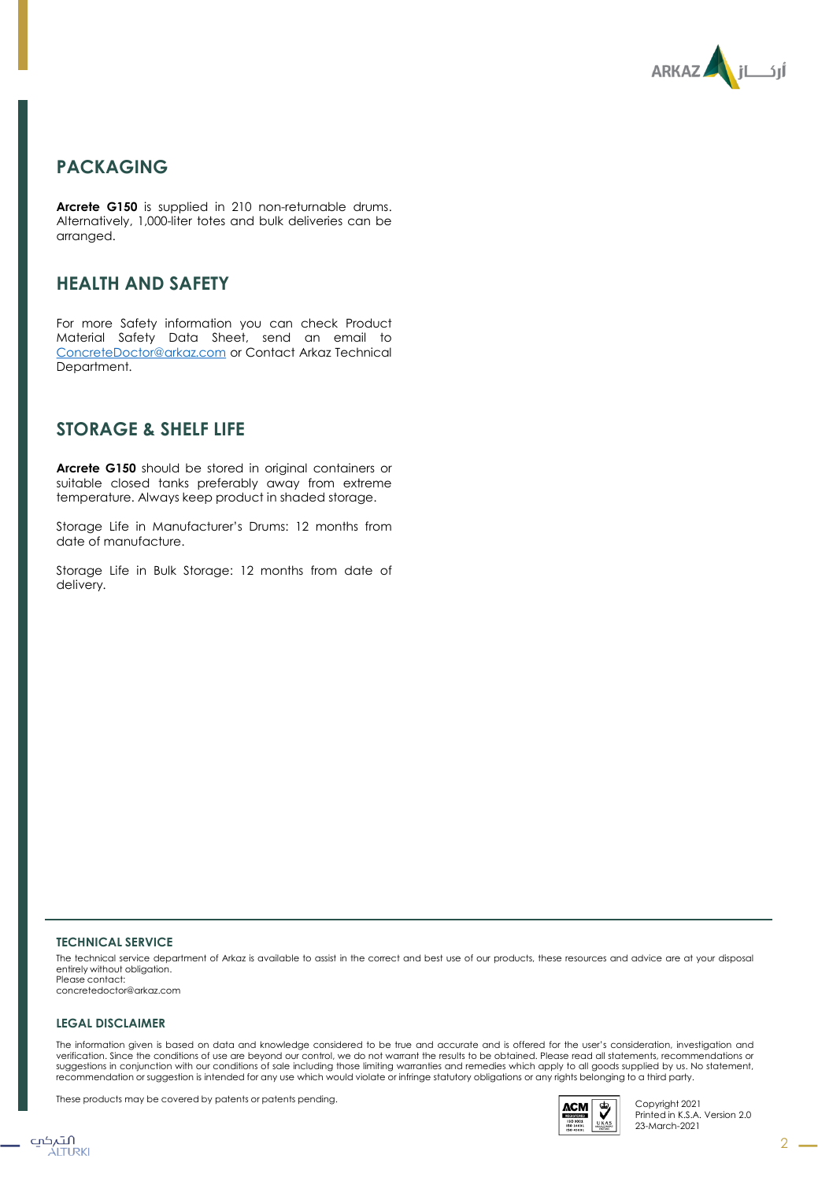## PACKAGING

**Arcrete G150** is supplied in 210 non-returnable drums. Alternatively, 1,000-liter totes and bulk deliveries can be arranged.

## HEALTH AND SAFETY

For more Safety information you can check Product Material Safety Data Sheet, send an email to ConcreteDoctor@arkaz.com or Contact Arkaz Technical Department.

## STORAGE & SHELF LIFE

**Arcrete G150** should be stored in original containers or suitable closed tanks preferably away from extreme temperature. Always keep product in shaded storage.

Storage Life in Manufacturer's Drums: 12 months from date of manufacture.

Storage Life in Bulk Storage: 12 months from date of delivery.

### TECHNICAL SERVICE

The technical service department of Arkaz is available to assist in the correct and best use of our products, these resources and advice are at your disposal entirely without obligation.
Please contact:
concretedoctor@arkaz.com

### LEGAL DISCLAIMER

The information given is based on data and knowledge considered to be true and accurate and is offered for the user's consideration, investigation and verification. Since the conditions of use are beyond our control, we do not warrant the results to be obtained. Please read all statements, recommendations or suggestions in conjunction with our conditions of sale including those limiting warranties and remedies which apply to all goods supplied by us. No statement, recommendation or suggestion is intended for any use which would violate or infringe statutory obligations or any rights belonging to a third party.

These products may be covered by patents or patents pending.

Copyright 2021
Printed in K.S.A. Version 2.0
23-March-2021